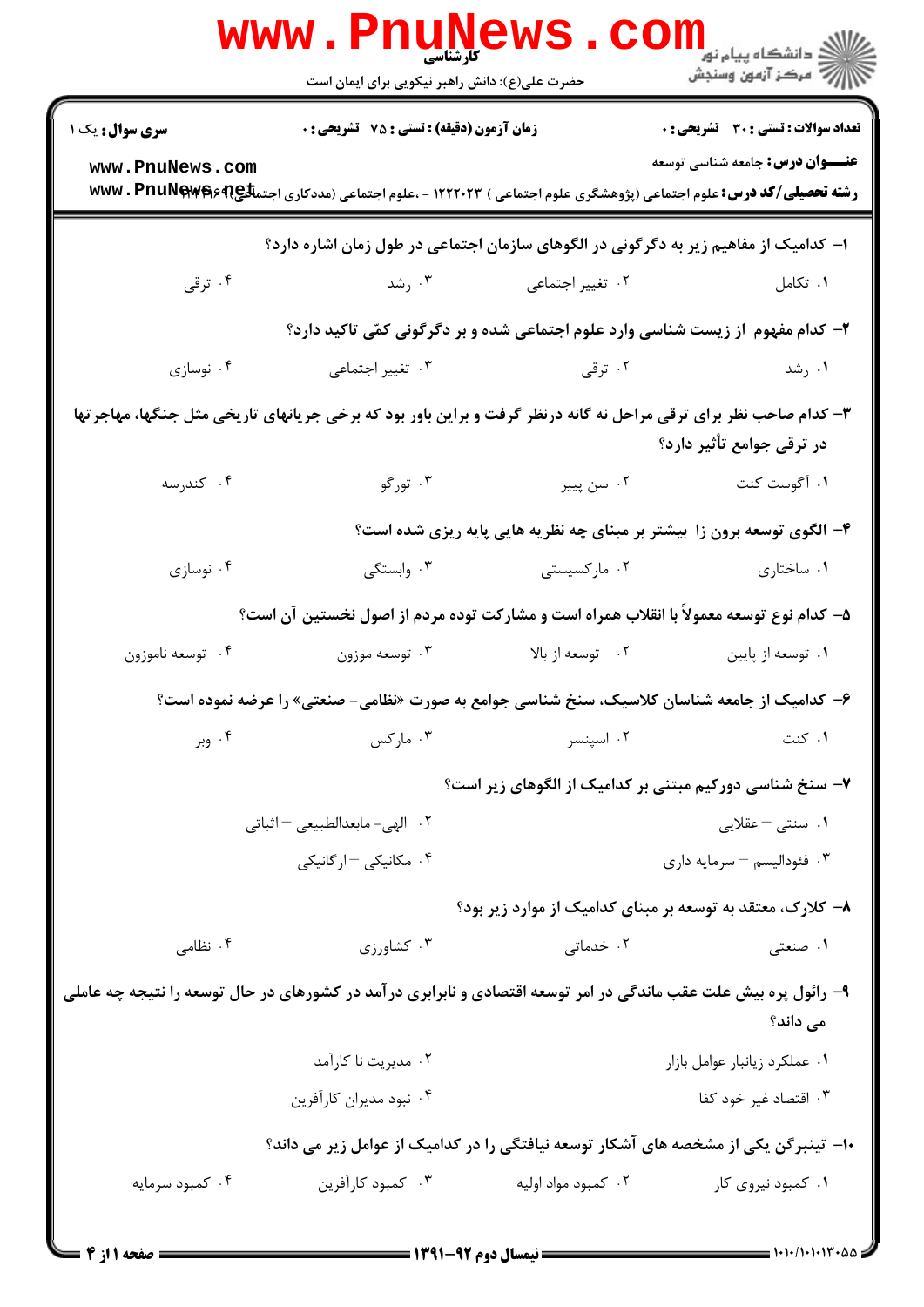کارشناسی

حضرت علی(ع): دانش راهبر نیکویی برای ایمان است

دانشگاه پیام نور
مرکز آزمون وسنجش

**سری سوال:** یک ۱ | **زمان آزمون (دقیقه) : تستی : ۷۵ تشریحی : ۰** | **تعداد سوالات : تستی : ۳۰ تشریحی : ۰**

**عنـــوان درس:** جامعه شناسی توسعه

**رشته تحصیلی/کد درس:** علوم اجتماعی (پژوهشگری علوم اجتماعی ) ۱۲۲۲۰۲۳ - ،علوم اجتماعی (مددکاری اجتماعی) ۱۲۲۲۰۴۹

۱- کدامیک از مفاهیم زیر به دگرگونی در الگوهای سازمان اجتماعی در طول زمان اشاره دارد؟

۱. تکامل
۲. تغییر اجتماعی
۳. رشد
۴. ترقی

۲- کدام مفهوم از زیست شناسی وارد علوم اجتماعی شده و بر دگرگونی کمّی تاکید دارد؟

۱. رشد
۲. ترقی
۳. تغییر اجتماعی
۴. نوسازی

۳- کدام صاحب نظر برای ترقی مراحل نه گانه درنظر گرفت و براین باور بود که برخی جریانهای تاریخی مثل جنگها، مهاجرتها در ترقی جوامع تأثیر دارد؟

۱. آگوست کنت
۲. سن پییر
۳. تورگو
۴. کندرسه

۴- الگوی توسعه برون زا بیشتر بر مبنای چه نظریه هایی پایه ریزی شده است؟

۱. ساختاری
۲. مارکسیستی
۳. وابستگی
۴. نوسازی

۵- کدام نوع توسعه معمولاً با انقلاب همراه است و مشارکت توده مردم از اصول نخستین آن است؟

۱. توسعه از پایین
۲. توسعه از بالا
۳. توسعه موزون
۴. توسعه ناموزون

۶- کدامیک از جامعه شناسان کلاسیک، سنخ شناسی جوامع به صورت «نظامی- صنعتی» را عرضه نموده است؟

۱. کنت
۲. اسپنسر
۳. مارکس
۴. وبر

۷- سنخ شناسی دورکیم مبتنی بر کدامیک از الگوهای زیر است؟

۱. سنتی – عقلایی
۲. الهی- مابعدالطبیعی – اثباتی
۳. فئودالیسم – سرمایه داری
۴. مکانیکی – ارگانیکی

۸- کلارک، معتقد به توسعه بر مبنای کدامیک از موارد زیر بود؟

۱. صنعتی
۲. خدماتی
۳. کشاورزی
۴. نظامی

۹- رائول پره بیش علت عقب ماندگی در امر توسعه اقتصادی و نابرابری درآمد در کشورهای در حال توسعه را نتیجه چه عاملی می داند؟

۱. عملکرد زیانبار عوامل بازار
۲. مدیریت نا کارآمد
۳. اقتصاد غیر خود کفا
۴. نبود مدیران کارآفرین

۱۰- تینبرگن یکی از مشخصه های آشکار توسعه نیافتگی را در کدامیک از عوامل زیر می داند؟

۱. کمبود نیروی کار
۲. کمبود مواد اولیه
۳. کمبود کارآفرین
۴. کمبود سرمایه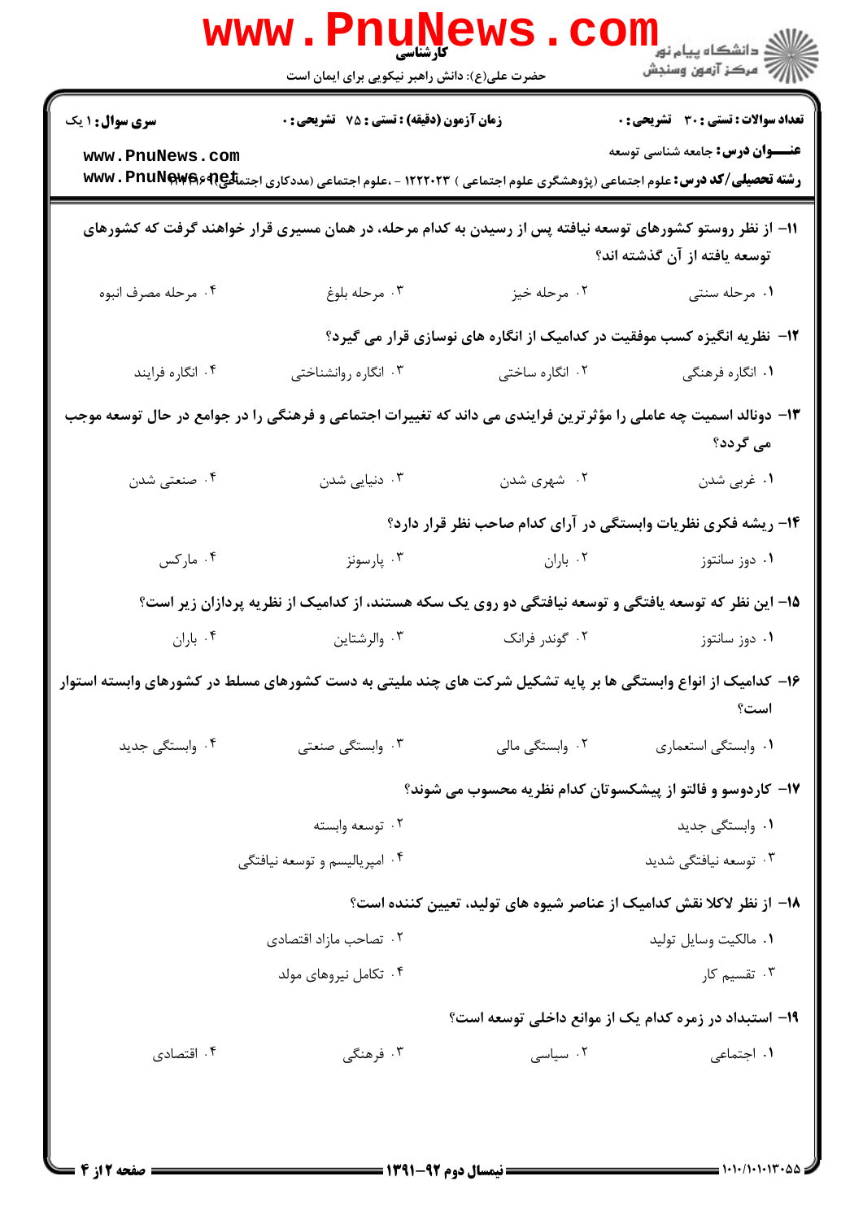**تعداد سوالات : تستی : ۳۰  تشریحی : ۰** | **زمان آزمون (دقیقه) : تستی : ۷۵  تشریحی : ۰** | **سری سوال : ۱ یک**

**عنـــوان درس:** جامعه شناسی توسعه

**رشته تحصیلی/کد درس:** علوم اجتماعی (پژوهشگری علوم اجتماعی ) ۱۲۲۲۰۲۳ - ،علوم اجتماعی (مددکاری اجتماعی) ۱۲۲۲۰۴۶

۱۱- از نظر روستو کشورهای توسعه نیافته پس از رسیدن به کدام مرحله، در همان مسیری قرار خواهند گرفت که کشورهای توسعه یافته از آن گذشته اند؟

۱. مرحله سنتی  ۲. مرحله خیز  ۳. مرحله بلوغ  ۴. مرحله مصرف انبوه

۱۲- نظریه انگیزه کسب موفقیت در کدامیک از انگاره های نوسازی قرار می گیرد؟

۱. انگاره فرهنگی  ۲. انگاره ساختی  ۳. انگاره روانشناختی  ۴. انگاره فرایند

۱۳- دونالد اسمیت چه عاملی را مؤثرترین فرایندی می داند که تغییرات اجتماعی و فرهنگی را در جوامع در حال توسعه موجب می گردد؟

۱. غربی شدن  ۲. شهری شدن  ۳. دنیایی شدن  ۴. صنعتی شدن

۱۴- ریشه فکری نظریات وابستگی در آرای کدام صاحب نظر قرار دارد؟

۱. دوز سانتوز  ۲. باران  ۳. پارسونز  ۴. مارکس

۱۵- این نظر که توسعه یافتگی و توسعه نیافتگی دو روی یک سکه هستند، از کدامیک از نظریه پردازان زیر است؟

۱. دوز سانتوز  ۲. گوندر فرانک  ۳. والرشتاین  ۴. باران

۱۶- کدامیک از انواع وابستگی ها بر پایه تشکیل شرکت های چند ملیتی به دست کشورهای مسلط در کشورهای وابسته استوار است؟

۱. وابستگی استعماری  ۲. وابستگی مالی  ۳. وابستگی صنعتی  ۴. وابستگی جدید

۱۷- کاردوسو و فالتو از پیشکسوتان کدام نظریه محسوب می شوند؟

۱. وابستگی جدید  ۲. توسعه وابسته

۳. توسعه نیافتگی شدید  ۴. امپریالیسم و توسعه نیافتگی

۱۸- از نظر لاکلا نقش کدامیک از عناصر شیوه های تولید، تعیین کننده است؟

۱. مالکیت وسایل تولید  ۲. تصاحب مازاد اقتصادی

۳. تقسیم کار  ۴. تکامل نیروهای مولد

۱۹- استبداد در زمره کدام یک از موانع داخلی توسعه است؟

۱. اجتماعی  ۲. سیاسی  ۳. فرهنگی  ۴. اقتصادی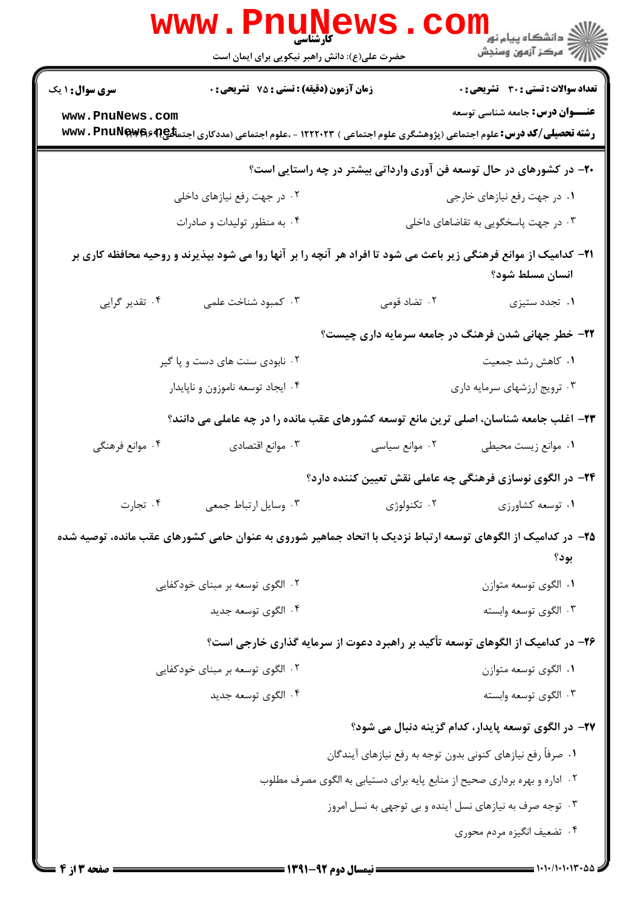۲۰- در کشورهای در حال توسعه فن آوری وارداتی بیشتر در چه راستایی است؟

۱. در جهت رفع نیازهای خارجی

۲. در جهت رفع نیازهای داخلی

۳. در جهت پاسخگویی به تقاضاهای داخلی

۴. به منظور تولیدات و صادرات

۲۱- کدامیک از موانع فرهنگی زیر باعث می شود تا افراد هر آنچه را بر آنها روا می شود بپذیرند و روحیه محافظه کاری بر انسان مسلط شود؟

۱. تجدد ستیزی

۲. تضاد قومی

۳. کمبود شناخت علمی

۴. تقدیر گرایی

۲۲- خطر جهانی شدن فرهنگ در جامعه سرمایه داری چیست؟

۱. کاهش رشد جمعیت

۲. نابودی سنت های دست و پا گیر

۳. ترویج ارزشهای سرمایه داری

۴. ایجاد توسعه ناموزون و ناپایدار

۲۳- اغلب جامعه شناسان، اصلی ترین مانع توسعه کشورهای عقب مانده را در چه عاملی می دانند؟

۱. موانع زیست محیطی

۲. موانع سیاسی

۳. موانع اقتصادی

۴. موانع فرهنگی

۲۴- در الگوی نوسازی فرهنگی چه عاملی نقش تعیین کننده دارد؟

۱. توسعه کشاورزی

۲. تکنولوژی

۳. وسایل ارتباط جمعی

۴. تجارت

۲۵- در کدامیک از الگوهای توسعه ارتباط نزدیک با اتحاد جماهیر شوروی به عنوان حامی کشورهای عقب مانده، توصیه شده بود؟

۱. الگوی توسعه متوازن

۲. الگوی توسعه بر مبنای خودکفایی

۳. الگوی توسعه وابسته

۴. الگوی توسعه جدید

۲۶- در کدامیک از الگوهای توسعه تأکید بر راهبرد دعوت از سرمایه گذاری خارجی است؟

۱. الگوی توسعه متوازن

۲. الگوی توسعه بر مبنای خودکفایی

۳. الگوی توسعه وابسته

۴. الگوی توسعه جدید

۲۷- در الگوی توسعه پایدار، کدام گزینه دنبال می شود؟

۱. صرفاً رفع نیازهای کنونی بدون توجه به رفع نیازهای آیندگان

۲. اداره و بهره برداری صحیح از منابع پایه برای دستیابی به الگوی مصرف مطلوب

۳. توجه صرف به نیازهای نسل آینده و بی توجهی به نسل امروز

۴. تضعیف انگیزه مردم محوری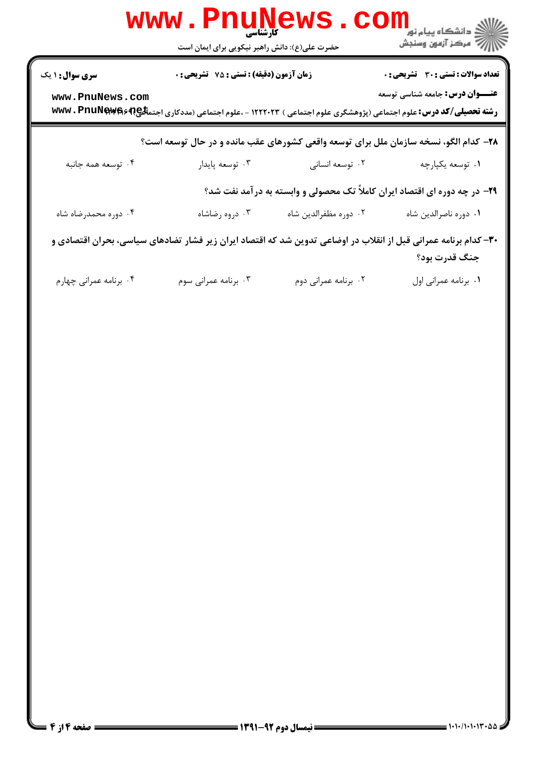**۲۸- کدام الگو، نسخه سازمان ملل برای توسعه واقعی کشورهای عقب مانده و در حال توسعه است؟**

۱. توسعه یکپارچه
۲. توسعه انسانی
۳. توسعه پایدار
۴. توسعه همه جانبه

**۲۹- در چه دوره ای اقتصاد ایران کاملاً تک محصولی و وابسته به درآمد نفت شد؟**

۱. دوره ناصرالدین شاه
۲. دوره مظفرالدین شاه
۳. دروه رضاشاه
۴. دوره محمدرضا شاه

**۳۰- کدام برنامه عمرانی قبل از انقلاب در اوضاعی تدوین شد که اقتصاد ایران زیر فشار تضادهای سیاسی، بحران اقتصادی و جنگ قدرت بود؟**

۱. برنامه عمرانی اول
۲. برنامه عمرانی دوم
۳. برنامه عمرانی سوم
۴. برنامه عمرانی چهارم